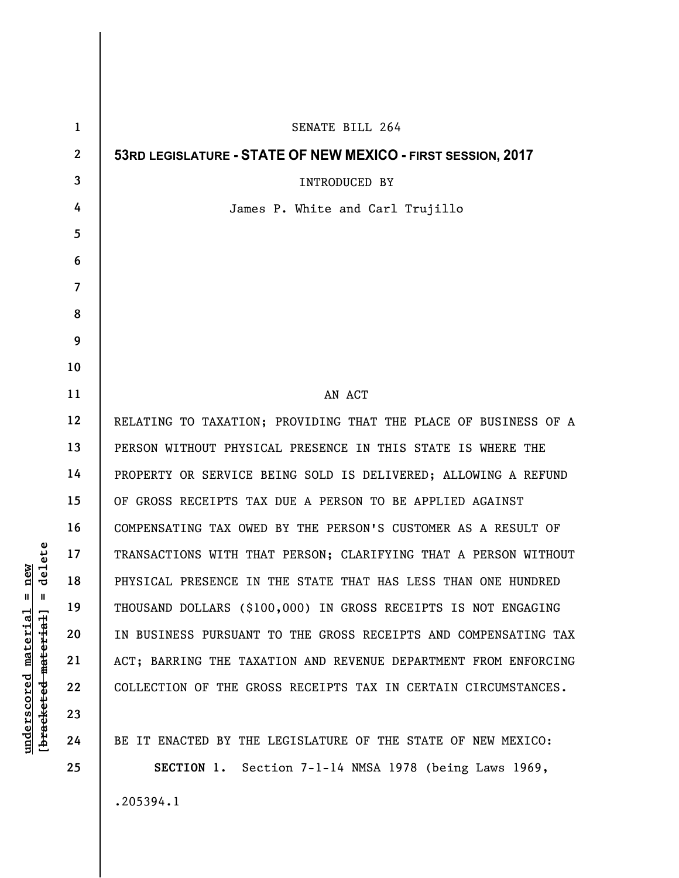SENATE BILL 264

**53RD LEGISLATURE - STATE OF NEW MEXICO - FIRST SESSION, 2017**

INTRODUCED BY

James P. White and Carl Trujillo

AN ACT

RELATING TO TAXATION; PROVIDING THAT THE PLACE OF BUSINESS OF A PERSON WITHOUT PHYSICAL PRESENCE IN THIS STATE IS WHERE THE PROPERTY OR SERVICE BEING SOLD IS DELIVERED; ALLOWING A REFUND OF GROSS RECEIPTS TAX DUE A PERSON TO BE APPLIED AGAINST COMPENSATING TAX OWED BY THE PERSON'S CUSTOMER AS A RESULT OF TRANSACTIONS WITH THAT PERSON; CLARIFYING THAT A PERSON WITHOUT PHYSICAL PRESENCE IN THE STATE THAT HAS LESS THAN ONE HUNDRED THOUSAND DOLLARS ($100,000) IN GROSS RECEIPTS IS NOT ENGAGING IN BUSINESS PURSUANT TO THE GROSS RECEIPTS AND COMPENSATING TAX ACT; BARRING THE TAXATION AND REVENUE DEPARTMENT FROM ENFORCING COLLECTION OF THE GROSS RECEIPTS TAX IN CERTAIN CIRCUMSTANCES.

BE IT ENACTED BY THE LEGISLATURE OF THE STATE OF NEW MEXICO:

**SECTION 1.** Section 7-1-14 NMSA 1978 (being Laws 1969,

.205394.1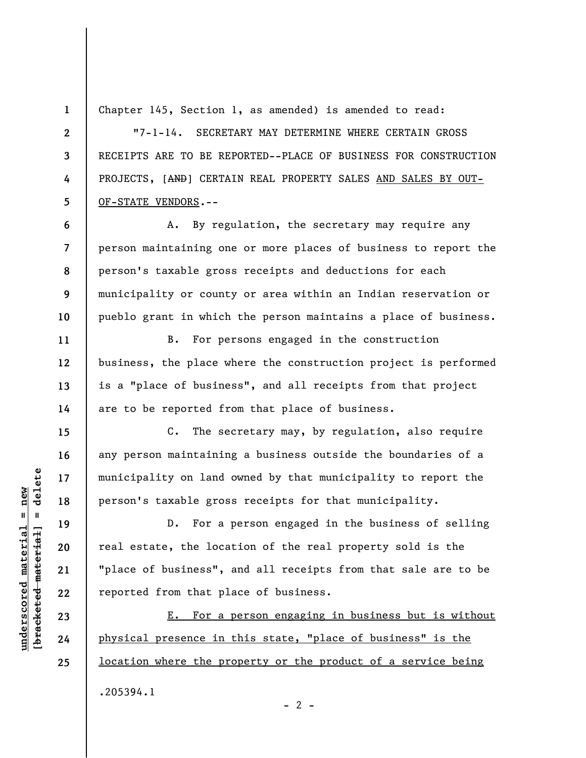Chapter 145, Section 1, as amended) is amended to read:

"7-1-14. SECRETARY MAY DETERMINE WHERE CERTAIN GROSS RECEIPTS ARE TO BE REPORTED--PLACE OF BUSINESS FOR CONSTRUCTION PROJECTS, [~~AND~~] CERTAIN REAL PROPERTY SALES <u>AND SALES BY OUT-OF-STATE VENDORS</u>.--

A. By regulation, the secretary may require any person maintaining one or more places of business to report the person's taxable gross receipts and deductions for each municipality or county or area within an Indian reservation or pueblo grant in which the person maintains a place of business.

B. For persons engaged in the construction business, the place where the construction project is performed is a "place of business", and all receipts from that project are to be reported from that place of business.

C. The secretary may, by regulation, also require any person maintaining a business outside the boundaries of a municipality on land owned by that municipality to report the person's taxable gross receipts for that municipality.

D. For a person engaged in the business of selling real estate, the location of the real property sold is the "place of business", and all receipts from that sale are to be reported from that place of business.

<u>E. For a person engaging in business but is without physical presence in this state, "place of business" is the location where the property or the product of a service being</u>

.205394.1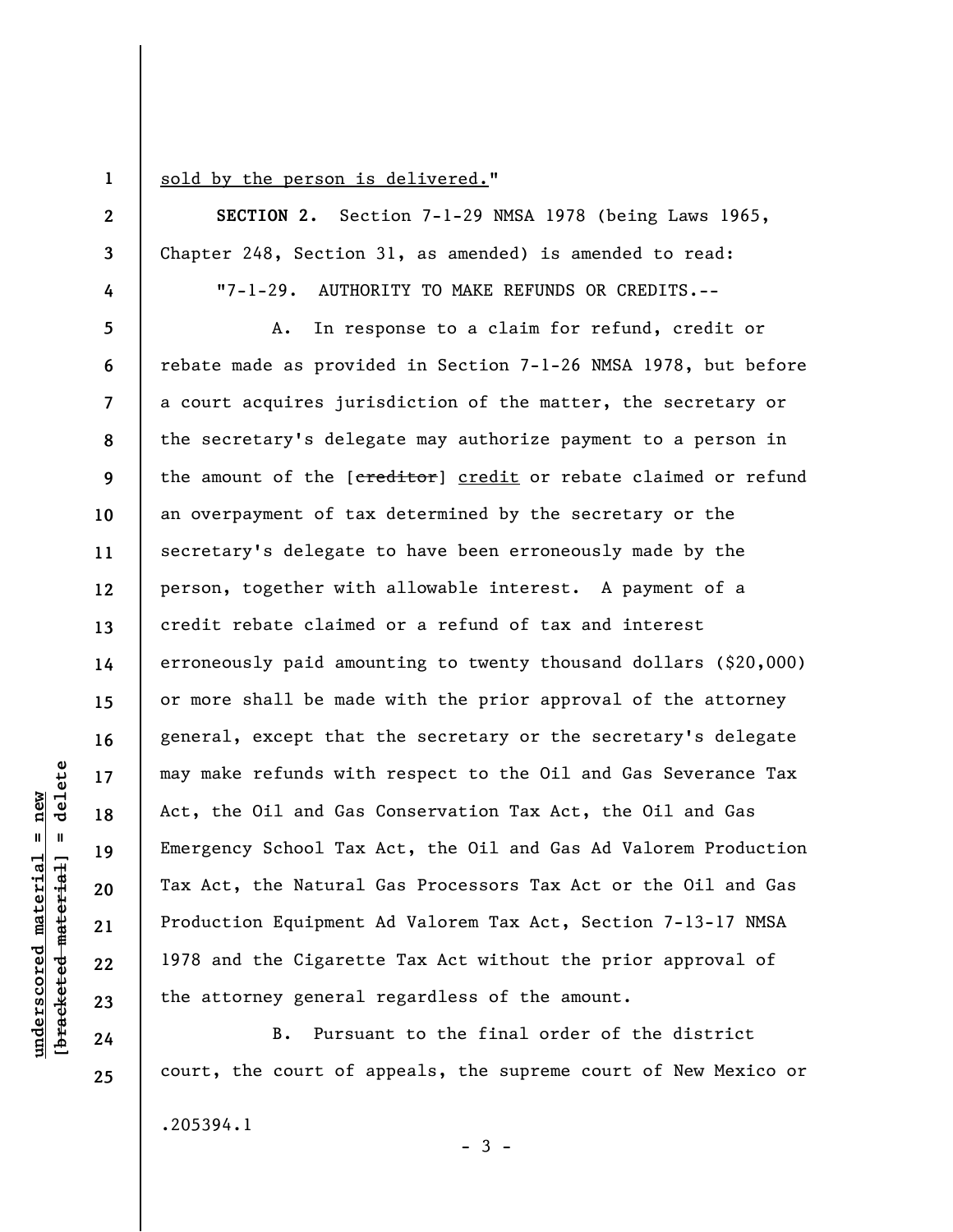sold by the person is delivered."

**SECTION 2.** Section 7-1-29 NMSA 1978 (being Laws 1965, Chapter 248, Section 31, as amended) is amended to read:

"7-1-29. AUTHORITY TO MAKE REFUNDS OR CREDITS.--

A. In response to a claim for refund, credit or rebate made as provided in Section 7-1-26 NMSA 1978, but before a court acquires jurisdiction of the matter, the secretary or the secretary's delegate may authorize payment to a person in the amount of the [~~creditor~~] credit or rebate claimed or refund an overpayment of tax determined by the secretary or the secretary's delegate to have been erroneously made by the person, together with allowable interest. A payment of a credit rebate claimed or a refund of tax and interest erroneously paid amounting to twenty thousand dollars ($20,000) or more shall be made with the prior approval of the attorney general, except that the secretary or the secretary's delegate may make refunds with respect to the Oil and Gas Severance Tax Act, the Oil and Gas Conservation Tax Act, the Oil and Gas Emergency School Tax Act, the Oil and Gas Ad Valorem Production Tax Act, the Natural Gas Processors Tax Act or the Oil and Gas Production Equipment Ad Valorem Tax Act, Section 7-13-17 NMSA 1978 and the Cigarette Tax Act without the prior approval of the attorney general regardless of the amount.

B. Pursuant to the final order of the district court, the court of appeals, the supreme court of New Mexico or

.205394.1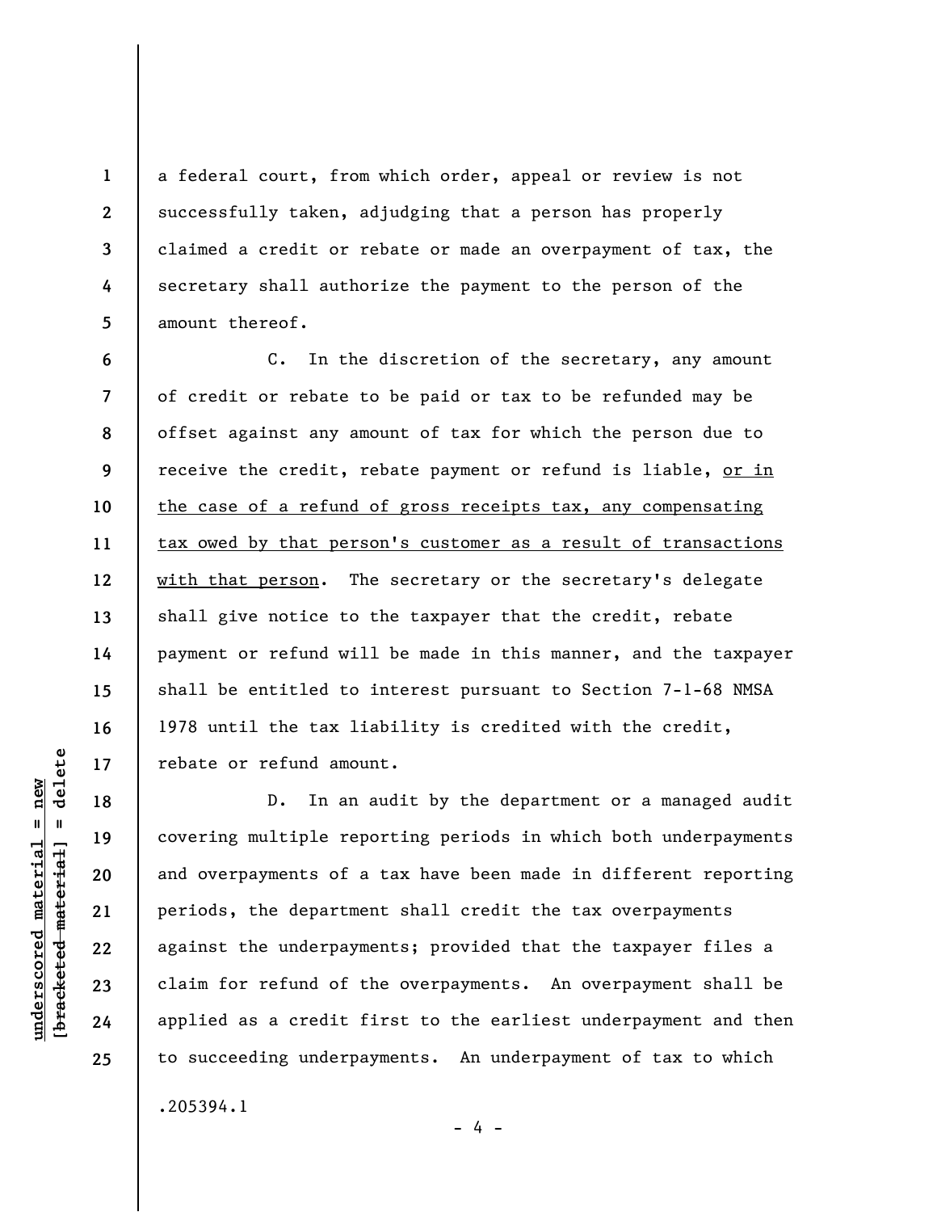a federal court, from which order, appeal or review is not successfully taken, adjudging that a person has properly claimed a credit or rebate or made an overpayment of tax, the secretary shall authorize the payment to the person of the amount thereof.

C. In the discretion of the secretary, any amount of credit or rebate to be paid or tax to be refunded may be offset against any amount of tax for which the person due to receive the credit, rebate payment or refund is liable, <u>or in the case of a refund of gross receipts tax, any compensating tax owed by that person's customer as a result of transactions with that person</u>. The secretary or the secretary's delegate shall give notice to the taxpayer that the credit, rebate payment or refund will be made in this manner, and the taxpayer shall be entitled to interest pursuant to Section 7-1-68 NMSA 1978 until the tax liability is credited with the credit, rebate or refund amount.

D. In an audit by the department or a managed audit covering multiple reporting periods in which both underpayments and overpayments of a tax have been made in different reporting periods, the department shall credit the tax overpayments against the underpayments; provided that the taxpayer files a claim for refund of the overpayments. An overpayment shall be applied as a credit first to the earliest underpayment and then to succeeding underpayments. An underpayment of tax to which

.205394.1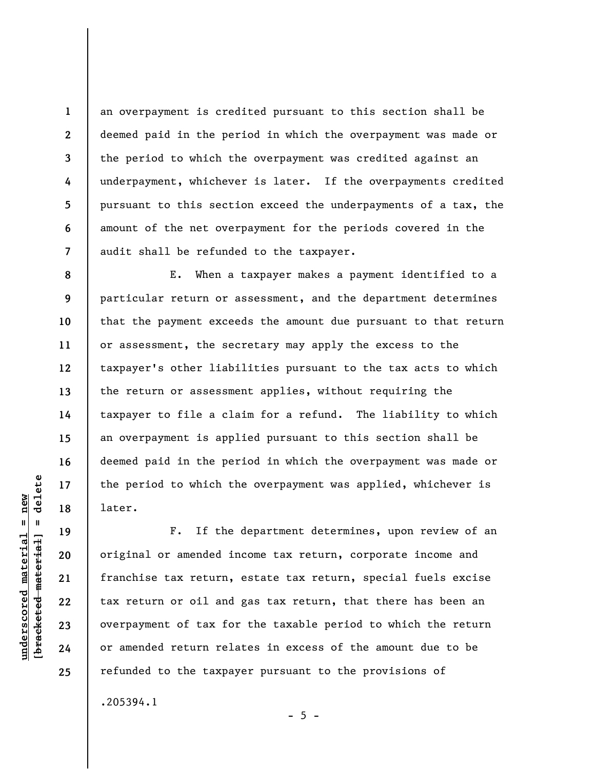an overpayment is credited pursuant to this section shall be deemed paid in the period in which the overpayment was made or the period to which the overpayment was credited against an underpayment, whichever is later. If the overpayments credited pursuant to this section exceed the underpayments of a tax, the amount of the net overpayment for the periods covered in the audit shall be refunded to the taxpayer.

E. When a taxpayer makes a payment identified to a particular return or assessment, and the department determines that the payment exceeds the amount due pursuant to that return or assessment, the secretary may apply the excess to the taxpayer's other liabilities pursuant to the tax acts to which the return or assessment applies, without requiring the taxpayer to file a claim for a refund. The liability to which an overpayment is applied pursuant to this section shall be deemed paid in the period in which the overpayment was made or the period to which the overpayment was applied, whichever is later.

F. If the department determines, upon review of an original or amended income tax return, corporate income and franchise tax return, estate tax return, special fuels excise tax return or oil and gas tax return, that there has been an overpayment of tax for the taxable period to which the return or amended return relates in excess of the amount due to be refunded to the taxpayer pursuant to the provisions of

.205394.1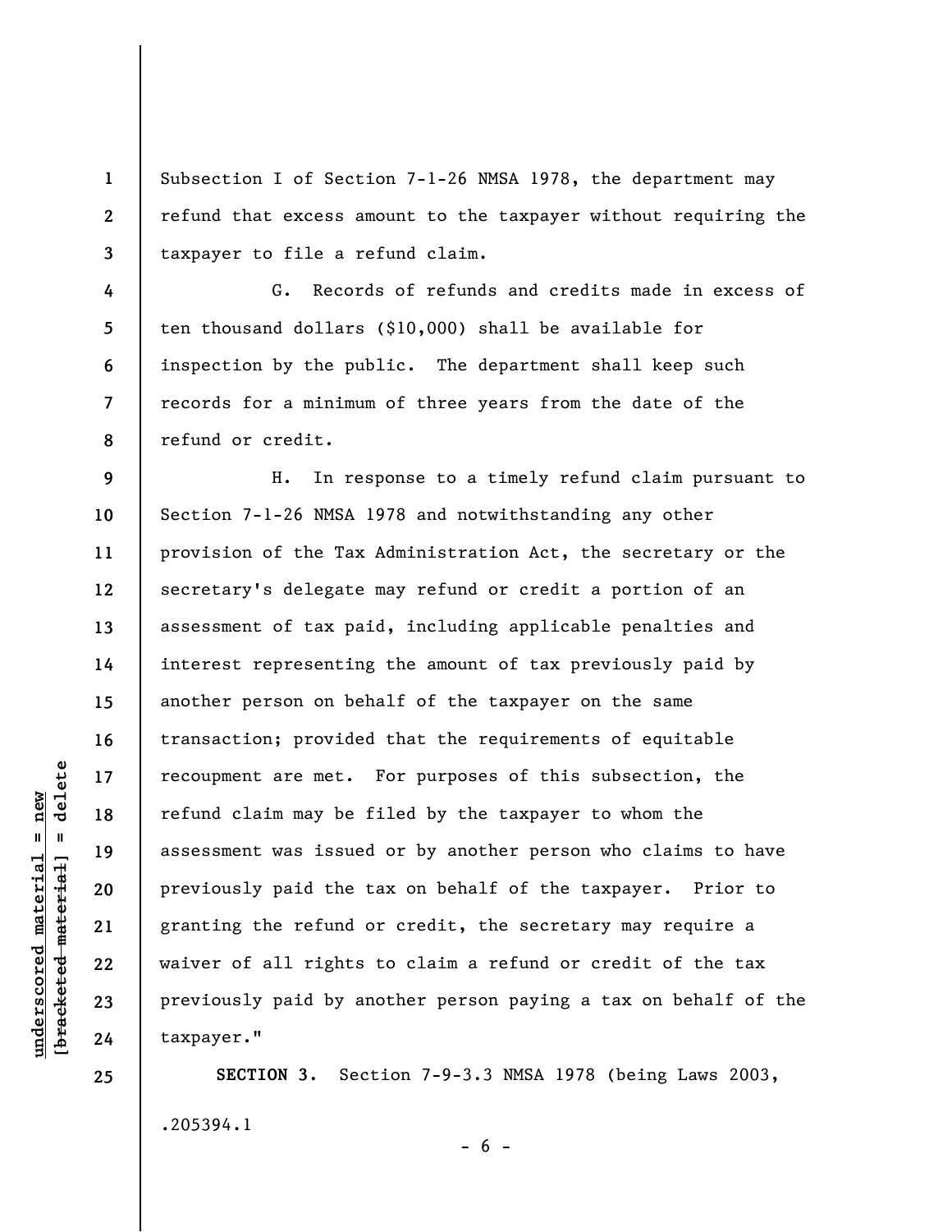Subsection I of Section 7-1-26 NMSA 1978, the department may refund that excess amount to the taxpayer without requiring the taxpayer to file a refund claim.

G. Records of refunds and credits made in excess of ten thousand dollars ($10,000) shall be available for inspection by the public. The department shall keep such records for a minimum of three years from the date of the refund or credit.

H. In response to a timely refund claim pursuant to Section 7-1-26 NMSA 1978 and notwithstanding any other provision of the Tax Administration Act, the secretary or the secretary's delegate may refund or credit a portion of an assessment of tax paid, including applicable penalties and interest representing the amount of tax previously paid by another person on behalf of the taxpayer on the same transaction; provided that the requirements of equitable recoupment are met. For purposes of this subsection, the refund claim may be filed by the taxpayer to whom the assessment was issued or by another person who claims to have previously paid the tax on behalf of the taxpayer. Prior to granting the refund or credit, the secretary may require a waiver of all rights to claim a refund or credit of the tax previously paid by another person paying a tax on behalf of the taxpayer."

**SECTION 3.** Section 7-9-3.3 NMSA 1978 (being Laws 2003,

.205394.1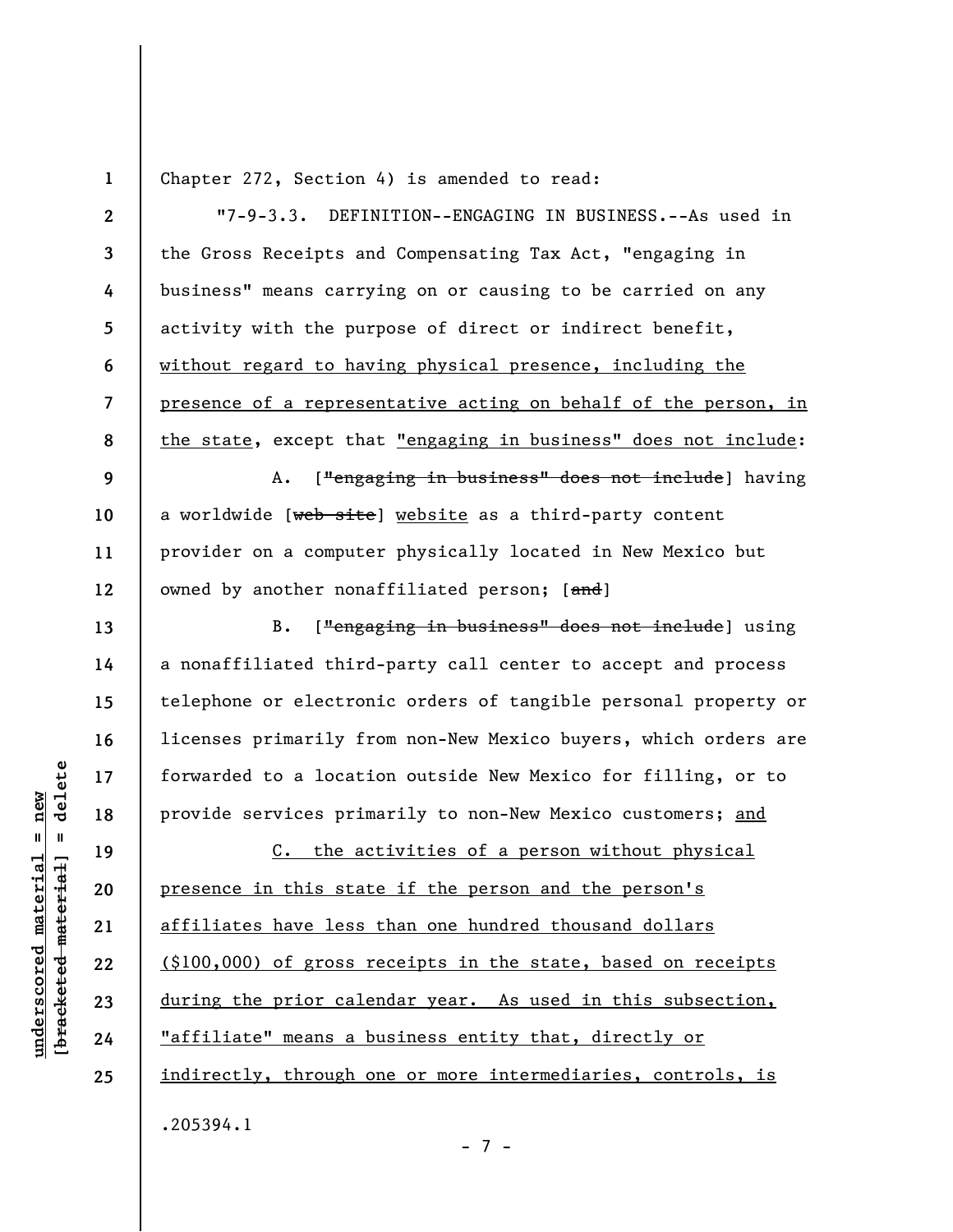Chapter 272, Section 4) is amended to read:

"7-9-3.3. DEFINITION--ENGAGING IN BUSINESS.--As used in the Gross Receipts and Compensating Tax Act, "engaging in business" means carrying on or causing to be carried on any activity with the purpose of direct or indirect benefit, <u>without regard to having physical presence, including the presence of a representative acting on behalf of the person, in the state</u>, except that <u>"engaging in business" does not include</u>:

A. [~~"engaging in business" does not include~~] having a worldwide [~~web site~~] <u>website</u> as a third-party content provider on a computer physically located in New Mexico but owned by another nonaffiliated person; [~~and~~]

B. [~~"engaging in business" does not include~~] using a nonaffiliated third-party call center to accept and process telephone or electronic orders of tangible personal property or licenses primarily from non-New Mexico buyers, which orders are forwarded to a location outside New Mexico for filling, or to provide services primarily to non-New Mexico customers; <u>and</u>

<u>C. the activities of a person without physical presence in this state if the person and the person's affiliates have less than one hundred thousand dollars ($100,000) of gross receipts in the state, based on receipts during the prior calendar year. As used in this subsection, "affiliate" means a business entity that, directly or indirectly, through one or more intermediaries, controls, is</u>

.205394.1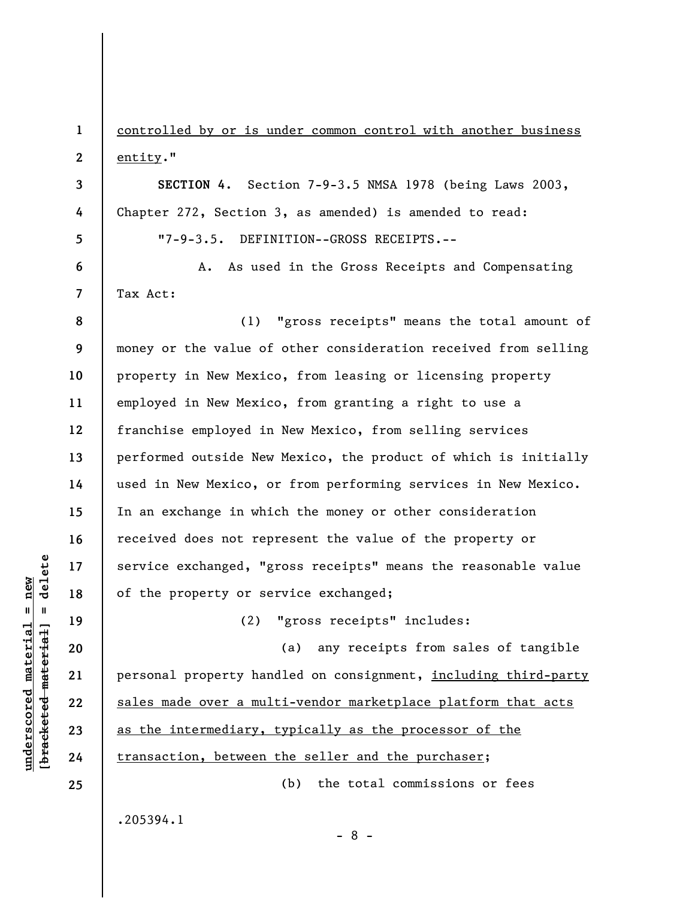controlled by or is under common control with another business entity."

**SECTION 4.** Section 7-9-3.5 NMSA 1978 (being Laws 2003, Chapter 272, Section 3, as amended) is amended to read:

"7-9-3.5. DEFINITION--GROSS RECEIPTS.--

A. As used in the Gross Receipts and Compensating Tax Act:

(1) "gross receipts" means the total amount of money or the value of other consideration received from selling property in New Mexico, from leasing or licensing property employed in New Mexico, from granting a right to use a franchise employed in New Mexico, from selling services performed outside New Mexico, the product of which is initially used in New Mexico, or from performing services in New Mexico. In an exchange in which the money or other consideration received does not represent the value of the property or service exchanged, "gross receipts" means the reasonable value of the property or service exchanged;

(2) "gross receipts" includes:

(a) any receipts from sales of tangible personal property handled on consignment, including third-party sales made over a multi-vendor marketplace platform that acts as the intermediary, typically as the processor of the transaction, between the seller and the purchaser;

(b) the total commissions or fees

.205394.1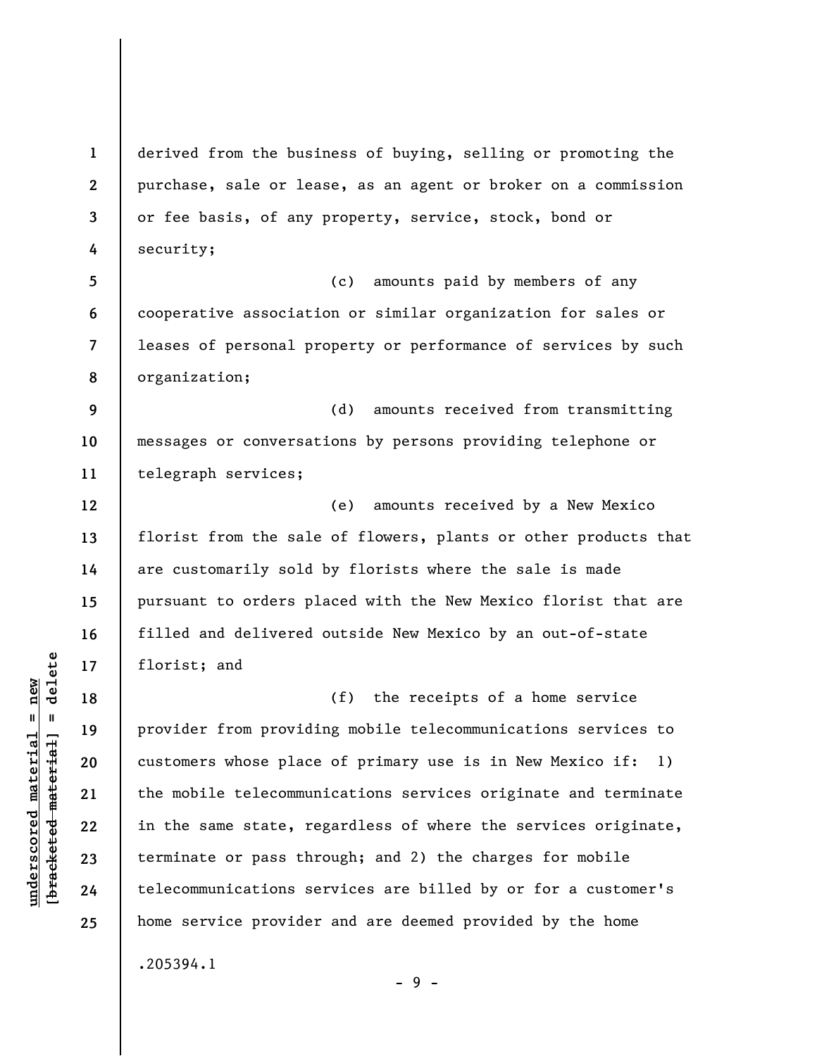derived from the business of buying, selling or promoting the purchase, sale or lease, as an agent or broker on a commission or fee basis, of any property, service, stock, bond or security;

(c) amounts paid by members of any cooperative association or similar organization for sales or leases of personal property or performance of services by such organization;

(d) amounts received from transmitting messages or conversations by persons providing telephone or telegraph services;

(e) amounts received by a New Mexico florist from the sale of flowers, plants or other products that are customarily sold by florists where the sale is made pursuant to orders placed with the New Mexico florist that are filled and delivered outside New Mexico by an out-of-state florist; and

(f) the receipts of a home service provider from providing mobile telecommunications services to customers whose place of primary use is in New Mexico if: 1) the mobile telecommunications services originate and terminate in the same state, regardless of where the services originate, terminate or pass through; and 2) the charges for mobile telecommunications services are billed by or for a customer's home service provider and are deemed provided by the home

.205394.1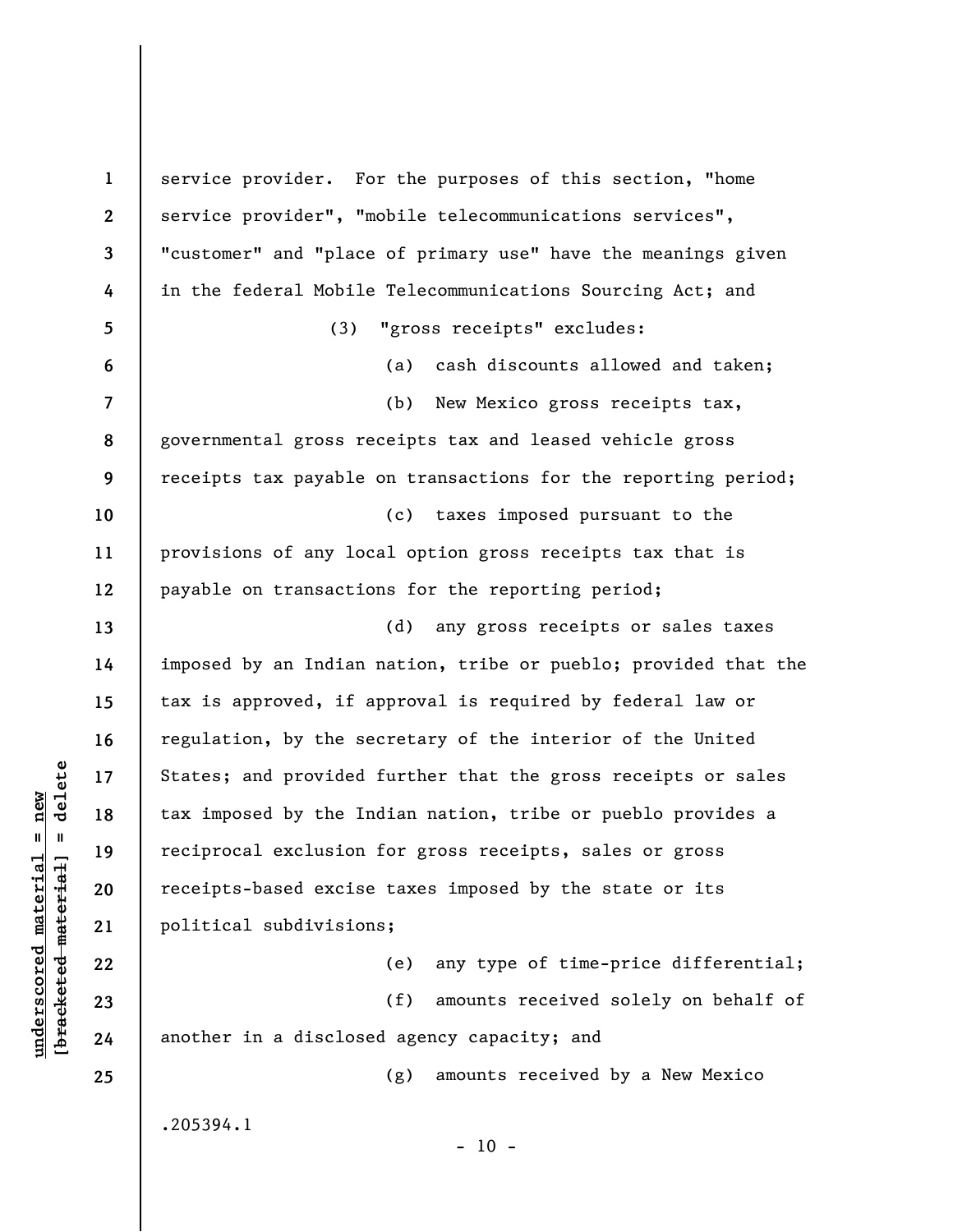service provider. For the purposes of this section, "home service provider", "mobile telecommunications services", "customer" and "place of primary use" have the meanings given in the federal Mobile Telecommunications Sourcing Act; and

(3) "gross receipts" excludes:

(a) cash discounts allowed and taken;

(b) New Mexico gross receipts tax, governmental gross receipts tax and leased vehicle gross receipts tax payable on transactions for the reporting period;

(c) taxes imposed pursuant to the provisions of any local option gross receipts tax that is payable on transactions for the reporting period;

(d) any gross receipts or sales taxes imposed by an Indian nation, tribe or pueblo; provided that the tax is approved, if approval is required by federal law or regulation, by the secretary of the interior of the United States; and provided further that the gross receipts or sales tax imposed by the Indian nation, tribe or pueblo provides a reciprocal exclusion for gross receipts, sales or gross receipts-based excise taxes imposed by the state or its political subdivisions;

(e) any type of time-price differential;

(f) amounts received solely on behalf of another in a disclosed agency capacity; and

(g) amounts received by a New Mexico

.205394.1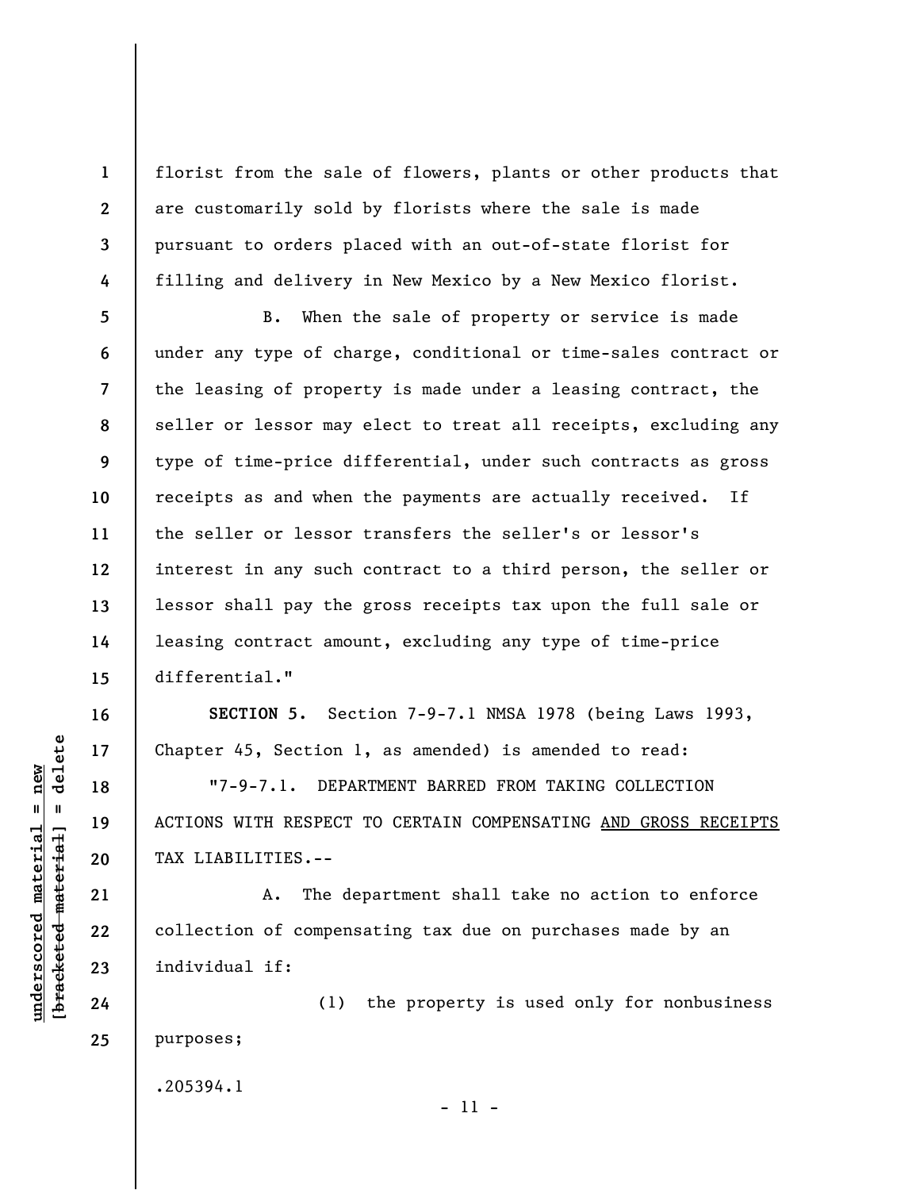florist from the sale of flowers, plants or other products that are customarily sold by florists where the sale is made pursuant to orders placed with an out-of-state florist for filling and delivery in New Mexico by a New Mexico florist.

B. When the sale of property or service is made under any type of charge, conditional or time-sales contract or the leasing of property is made under a leasing contract, the seller or lessor may elect to treat all receipts, excluding any type of time-price differential, under such contracts as gross receipts as and when the payments are actually received. If the seller or lessor transfers the seller's or lessor's interest in any such contract to a third person, the seller or lessor shall pay the gross receipts tax upon the full sale or leasing contract amount, excluding any type of time-price differential."

**SECTION 5.** Section 7-9-7.1 NMSA 1978 (being Laws 1993, Chapter 45, Section 1, as amended) is amended to read:

"7-9-7.1. DEPARTMENT BARRED FROM TAKING COLLECTION ACTIONS WITH RESPECT TO CERTAIN COMPENSATING <u>AND GROSS RECEIPTS</u> TAX LIABILITIES.--

A. The department shall take no action to enforce collection of compensating tax due on purchases made by an individual if:

(1) the property is used only for nonbusiness purposes;

.205394.1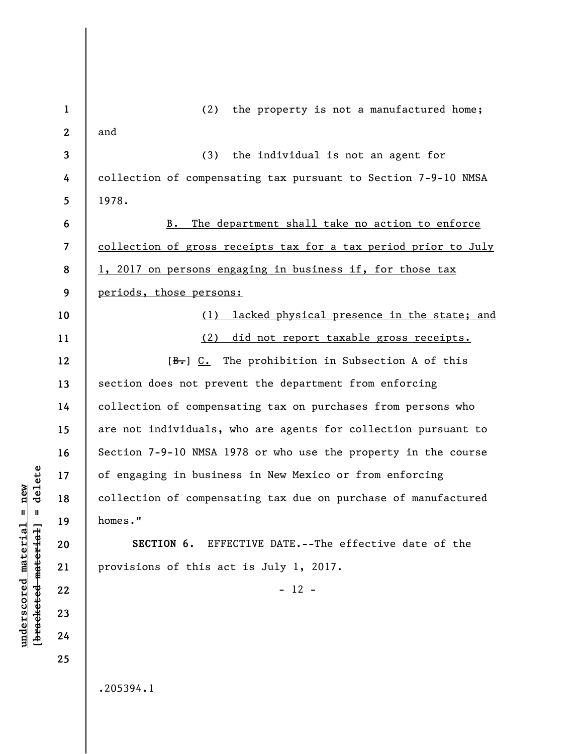(2) the property is not a manufactured home; and

(3) the individual is not an agent for collection of compensating tax pursuant to Section 7-9-10 NMSA 1978.

B. The department shall take no action to enforce collection of gross receipts tax for a tax period prior to July 1, 2017 on persons engaging in business if, for those tax periods, those persons:

(1) lacked physical presence in the state; and

(2) did not report taxable gross receipts.

[~~B.~~] C. The prohibition in Subsection A of this section does not prevent the department from enforcing collection of compensating tax on purchases from persons who are not individuals, who are agents for collection pursuant to Section 7-9-10 NMSA 1978 or who use the property in the course of engaging in business in New Mexico or from enforcing collection of compensating tax due on purchase of manufactured homes."

**SECTION 6.** EFFECTIVE DATE.--The effective date of the provisions of this act is July 1, 2017.

.205394.1